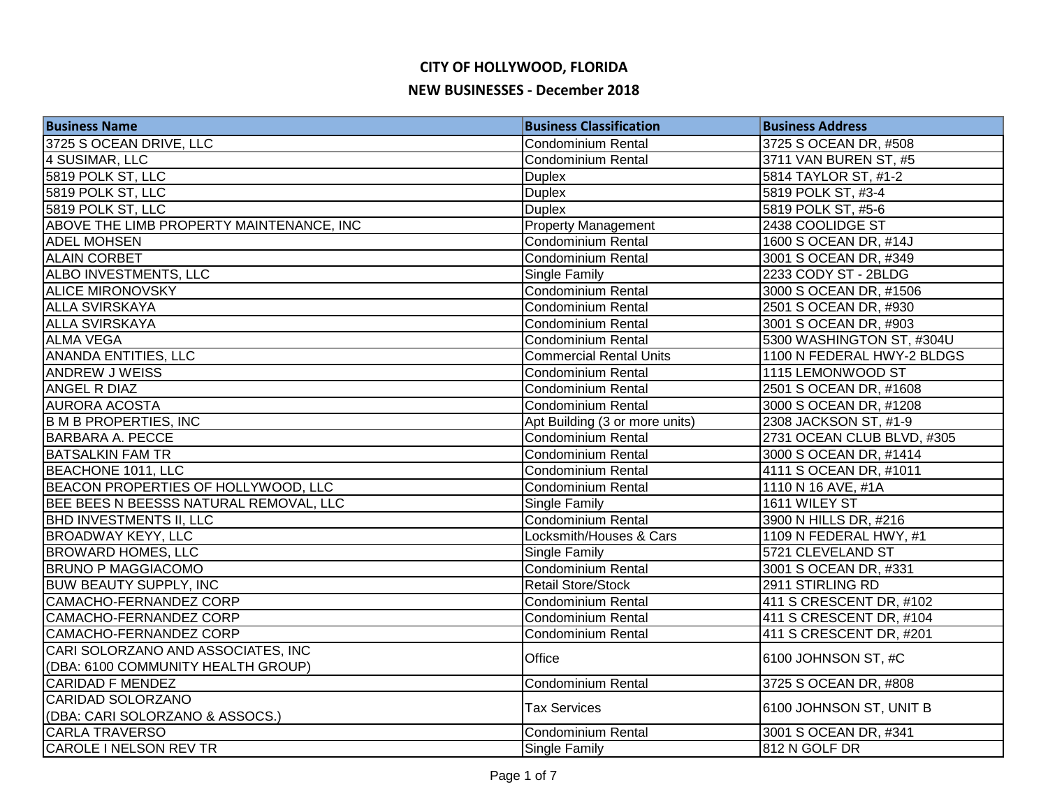# CITY OF HOLLYWOOD, FLORIDA

## NEW BUSINESSES - December 2018

| Business Name | Business Classification | Business Address |
|---|---|---|
| 3725 S OCEAN DRIVE, LLC | Condominium Rental | 3725 S OCEAN DR, #508 |
| 4 SUSIMAR, LLC | Condominium Rental | 3711 VAN BUREN ST, #5 |
| 5819 POLK ST, LLC | Duplex | 5814 TAYLOR ST, #1-2 |
| 5819 POLK ST, LLC | Duplex | 5819 POLK ST, #3-4 |
| 5819 POLK ST, LLC | Duplex | 5819 POLK ST, #5-6 |
| ABOVE THE LIMB PROPERTY MAINTENANCE, INC | Property Management | 2438 COOLIDGE ST |
| ADEL MOHSEN | Condominium Rental | 1600 S OCEAN DR, #14J |
| ALAIN CORBET | Condominium Rental | 3001 S OCEAN DR, #349 |
| ALBO INVESTMENTS, LLC | Single Family | 2233 CODY ST - 2BLDG |
| ALICE MIRONOVSKY | Condominium Rental | 3000 S OCEAN DR, #1506 |
| ALLA SVIRSKAYA | Condominium Rental | 2501 S OCEAN DR, #930 |
| ALLA SVIRSKAYA | Condominium Rental | 3001 S OCEAN DR, #903 |
| ALMA VEGA | Condominium Rental | 5300 WASHINGTON ST, #304U |
| ANANDA ENTITIES, LLC | Commercial Rental Units | 1100 N FEDERAL HWY-2 BLDGS |
| ANDREW J WEISS | Condominium Rental | 1115 LEMONWOOD ST |
| ANGEL R DIAZ | Condominium Rental | 2501 S OCEAN DR, #1608 |
| AURORA ACOSTA | Condominium Rental | 3000 S OCEAN DR, #1208 |
| B M B PROPERTIES, INC | Apt Building (3 or more units) | 2308 JACKSON ST, #1-9 |
| BARBARA A. PECCE | Condominium Rental | 2731 OCEAN CLUB BLVD, #305 |
| BATSALKIN FAM TR | Condominium Rental | 3000 S OCEAN DR, #1414 |
| BEACHONE 1011, LLC | Condominium Rental | 4111 S OCEAN DR, #1011 |
| BEACON PROPERTIES OF HOLLYWOOD, LLC | Condominium Rental | 1110 N 16 AVE, #1A |
| BEE BEES N BEESSS NATURAL REMOVAL, LLC | Single Family | 1611 WILEY ST |
| BHD INVESTMENTS II, LLC | Condominium Rental | 3900 N HILLS DR, #216 |
| BROADWAY KEYY, LLC | Locksmith/Houses & Cars | 1109 N FEDERAL HWY, #1 |
| BROWARD HOMES, LLC | Single Family | 5721 CLEVELAND ST |
| BRUNO P MAGGIACOMO | Condominium Rental | 3001 S OCEAN DR, #331 |
| BUW BEAUTY SUPPLY, INC | Retail Store/Stock | 2911 STIRLING RD |
| CAMACHO-FERNANDEZ CORP | Condominium Rental | 411 S CRESCENT DR, #102 |
| CAMACHO-FERNANDEZ CORP | Condominium Rental | 411 S CRESCENT DR, #104 |
| CAMACHO-FERNANDEZ CORP | Condominium Rental | 411 S CRESCENT DR, #201 |
| CARI SOLORZANO AND ASSOCIATES, INC (DBA: 6100 COMMUNITY HEALTH GROUP) | Office | 6100 JOHNSON ST, #C |
| CARIDAD F MENDEZ | Condominium Rental | 3725 S OCEAN DR, #808 |
| CARIDAD SOLORZANO (DBA: CARI SOLORZANO & ASSOCS.) | Tax Services | 6100 JOHNSON ST, UNIT B |
| CARLA TRAVERSO | Condominium Rental | 3001 S OCEAN DR, #341 |
| CAROLE I NELSON REV TR | Single Family | 812 N GOLF DR |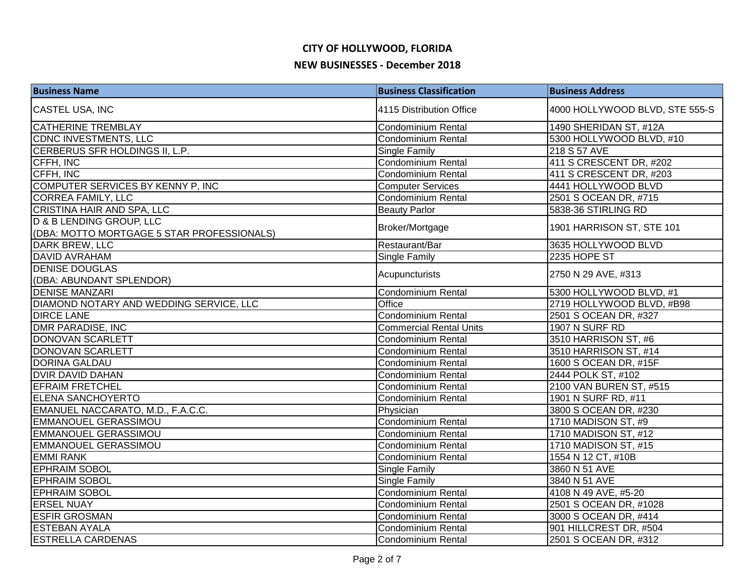# CITY OF HOLLYWOOD, FLORIDA

## NEW BUSINESSES - December 2018

| Business Name | Business Classification | Business Address |
|---|---|---|
| CASTEL USA, INC | 4115 Distribution Office | 4000 HOLLYWOOD BLVD, STE 555-S |
| CATHERINE TREMBLAY | Condominium Rental | 1490 SHERIDAN ST, #12A |
| CDNC INVESTMENTS, LLC | Condominium Rental | 5300 HOLLYWOOD BLVD, #10 |
| CERBERUS SFR HOLDINGS II, L.P. | Single Family | 218 S 57 AVE |
| CFFH, INC | Condominium Rental | 411 S CRESCENT DR, #202 |
| CFFH, INC | Condominium Rental | 411 S CRESCENT DR, #203 |
| COMPUTER SERVICES BY KENNY P, INC | Computer Services | 4441 HOLLYWOOD BLVD |
| CORREA FAMILY, LLC | Condominium Rental | 2501 S OCEAN DR, #715 |
| CRISTINA HAIR AND SPA, LLC | Beauty Parlor | 5838-36 STIRLING RD |
| D & B LENDING GROUP, LLC (DBA: MOTTO MORTGAGE 5 STAR PROFESSIONALS) | Broker/Mortgage | 1901 HARRISON ST, STE 101 |
| DARK BREW, LLC | Restaurant/Bar | 3635 HOLLYWOOD BLVD |
| DAVID AVRAHAM | Single Family | 2235 HOPE ST |
| DENISE DOUGLAS (DBA: ABUNDANT SPLENDOR) | Acupuncturists | 2750 N 29 AVE, #313 |
| DENISE MANZARI | Condominium Rental | 5300 HOLLYWOOD BLVD, #1 |
| DIAMOND NOTARY AND WEDDING SERVICE, LLC | Office | 2719 HOLLYWOOD BLVD, #B98 |
| DIRCE LANE | Condominium Rental | 2501 S OCEAN DR, #327 |
| DMR PARADISE, INC | Commercial Rental Units | 1907 N SURF RD |
| DONOVAN SCARLETT | Condominium Rental | 3510 HARRISON ST, #6 |
| DONOVAN SCARLETT | Condominium Rental | 3510 HARRISON ST, #14 |
| DORINA GALDAU | Condominium Rental | 1600 S OCEAN DR, #15F |
| DVIR DAVID DAHAN | Condominium Rental | 2444 POLK ST, #102 |
| EFRAIM FRETCHEL | Condominium Rental | 2100 VAN BUREN ST, #515 |
| ELENA SANCHOYERTO | Condominium Rental | 1901 N SURF RD, #11 |
| EMANUEL NACCARATO, M.D., F.A.C.C. | Physician | 3800 S OCEAN DR, #230 |
| EMMANOUEL GERASSIMOU | Condominium Rental | 1710 MADISON ST, #9 |
| EMMANOUEL GERASSIMOU | Condominium Rental | 1710 MADISON ST, #12 |
| EMMANOUEL GERASSIMOU | Condominium Rental | 1710 MADISON ST, #15 |
| EMMI RANK | Condominium Rental | 1554 N 12 CT, #10B |
| EPHRAIM SOBOL | Single Family | 3860 N 51 AVE |
| EPHRAIM SOBOL | Single Family | 3840 N 51 AVE |
| EPHRAIM SOBOL | Condominium Rental | 4108 N 49 AVE, #5-20 |
| ERSEL NUAY | Condominium Rental | 2501 S OCEAN DR, #1028 |
| ESFIR GROSMAN | Condominium Rental | 3000 S OCEAN DR, #414 |
| ESTEBAN AYALA | Condominium Rental | 901 HILLCREST DR, #504 |
| ESTRELLA CARDENAS | Condominium Rental | 2501 S OCEAN DR, #312 |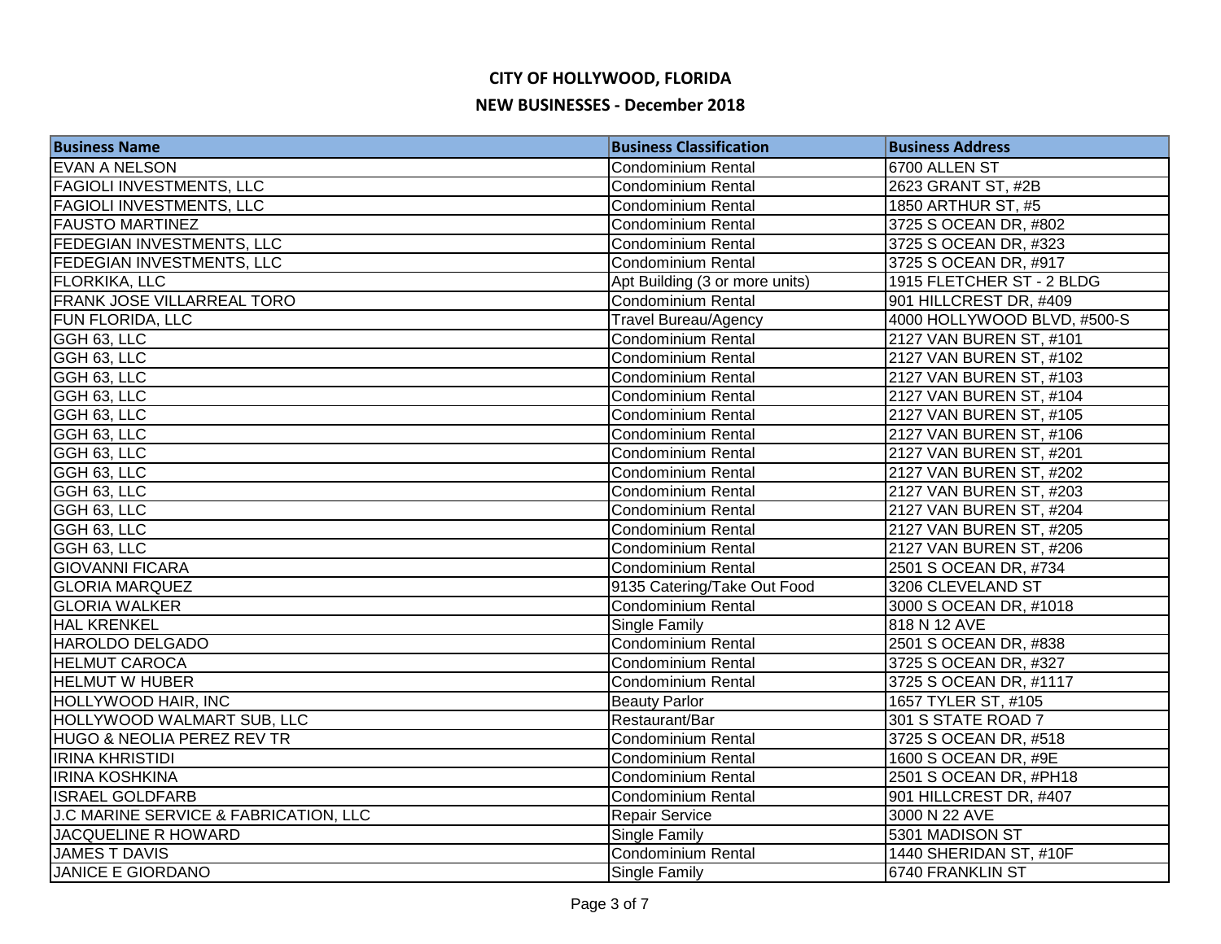# CITY OF HOLLYWOOD, FLORIDA

## NEW BUSINESSES - December 2018

| Business Name | Business Classification | Business Address |
|---|---|---|
| EVAN A NELSON | Condominium Rental | 6700 ALLEN ST |
| FAGIOLI INVESTMENTS, LLC | Condominium Rental | 2623 GRANT ST, #2B |
| FAGIOLI INVESTMENTS, LLC | Condominium Rental | 1850 ARTHUR ST, #5 |
| FAUSTO MARTINEZ | Condominium Rental | 3725 S OCEAN DR, #802 |
| FEDEGIAN INVESTMENTS, LLC | Condominium Rental | 3725 S OCEAN DR, #323 |
| FEDEGIAN INVESTMENTS, LLC | Condominium Rental | 3725 S OCEAN DR, #917 |
| FLORKIKA, LLC | Apt Building (3 or more units) | 1915 FLETCHER ST - 2 BLDG |
| FRANK JOSE VILLARREAL TORO | Condominium Rental | 901 HILLCREST DR, #409 |
| FUN FLORIDA, LLC | Travel Bureau/Agency | 4000 HOLLYWOOD BLVD, #500-S |
| GGH 63, LLC | Condominium Rental | 2127 VAN BUREN ST, #101 |
| GGH 63, LLC | Condominium Rental | 2127 VAN BUREN ST, #102 |
| GGH 63, LLC | Condominium Rental | 2127 VAN BUREN ST, #103 |
| GGH 63, LLC | Condominium Rental | 2127 VAN BUREN ST, #104 |
| GGH 63, LLC | Condominium Rental | 2127 VAN BUREN ST, #105 |
| GGH 63, LLC | Condominium Rental | 2127 VAN BUREN ST, #106 |
| GGH 63, LLC | Condominium Rental | 2127 VAN BUREN ST, #201 |
| GGH 63, LLC | Condominium Rental | 2127 VAN BUREN ST, #202 |
| GGH 63, LLC | Condominium Rental | 2127 VAN BUREN ST, #203 |
| GGH 63, LLC | Condominium Rental | 2127 VAN BUREN ST, #204 |
| GGH 63, LLC | Condominium Rental | 2127 VAN BUREN ST, #205 |
| GGH 63, LLC | Condominium Rental | 2127 VAN BUREN ST, #206 |
| GIOVANNI FICARA | Condominium Rental | 2501 S OCEAN DR, #734 |
| GLORIA MARQUEZ | 9135 Catering/Take Out Food | 3206 CLEVELAND ST |
| GLORIA WALKER | Condominium Rental | 3000 S OCEAN DR, #1018 |
| HAL KRENKEL | Single Family | 818 N 12 AVE |
| HAROLDO DELGADO | Condominium Rental | 2501 S OCEAN DR, #838 |
| HELMUT CAROCA | Condominium Rental | 3725 S OCEAN DR, #327 |
| HELMUT W HUBER | Condominium Rental | 3725 S OCEAN DR, #1117 |
| HOLLYWOOD HAIR, INC | Beauty Parlor | 1657 TYLER ST, #105 |
| HOLLYWOOD WALMART SUB, LLC | Restaurant/Bar | 301 S STATE ROAD 7 |
| HUGO & NEOLIA PEREZ REV TR | Condominium Rental | 3725 S OCEAN DR, #518 |
| IRINA KHRISTIDI | Condominium Rental | 1600 S OCEAN DR, #9E |
| IRINA KOSHKINA | Condominium Rental | 2501 S OCEAN DR, #PH18 |
| ISRAEL GOLDFARB | Condominium Rental | 901 HILLCREST DR, #407 |
| J.C MARINE SERVICE & FABRICATION, LLC | Repair Service | 3000 N 22 AVE |
| JACQUELINE R HOWARD | Single Family | 5301 MADISON ST |
| JAMES T DAVIS | Condominium Rental | 1440 SHERIDAN ST, #10F |
| JANICE E GIORDANO | Single Family | 6740 FRANKLIN ST |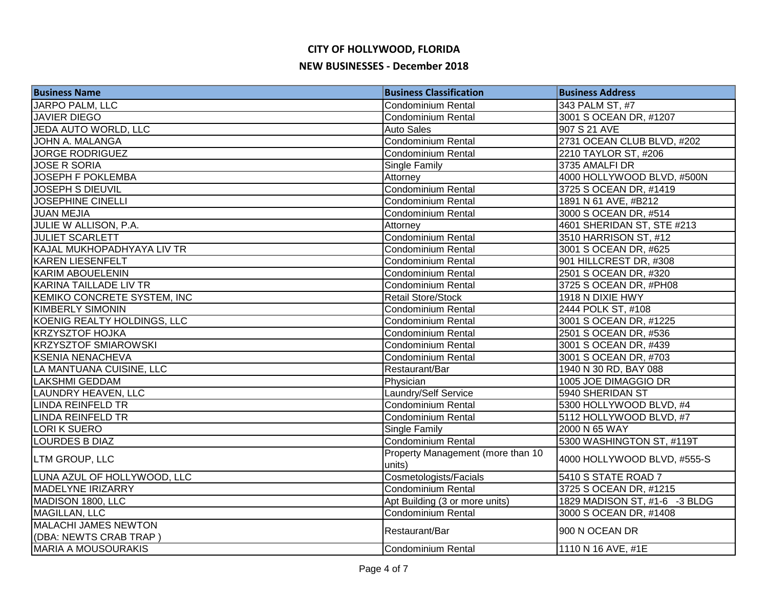# CITY OF HOLLYWOOD, FLORIDA

## NEW BUSINESSES - December 2018

| Business Name | Business Classification | Business Address |
|---|---|---|
| JARPO PALM, LLC | Condominium Rental | 343 PALM ST, #7 |
| JAVIER DIEGO | Condominium Rental | 3001 S OCEAN DR, #1207 |
| JEDA AUTO WORLD, LLC | Auto Sales | 907 S 21 AVE |
| JOHN A. MALANGA | Condominium Rental | 2731 OCEAN CLUB BLVD, #202 |
| JORGE RODRIGUEZ | Condominium Rental | 2210 TAYLOR ST, #206 |
| JOSE R SORIA | Single Family | 3735 AMALFI DR |
| JOSEPH F POKLEMBA | Attorney | 4000 HOLLYWOOD BLVD, #500N |
| JOSEPH S DIEUVIL | Condominium Rental | 3725 S OCEAN DR, #1419 |
| JOSEPHINE CINELLI | Condominium Rental | 1891 N 61 AVE, #B212 |
| JUAN MEJIA | Condominium Rental | 3000 S OCEAN DR, #514 |
| JULIE W ALLISON, P.A. | Attorney | 4601 SHERIDAN ST, STE #213 |
| JULIET SCARLETT | Condominium Rental | 3510 HARRISON ST, #12 |
| KAJAL MUKHOPADHYAYA LIV TR | Condominium Rental | 3001 S OCEAN DR, #625 |
| KAREN LIESENFELT | Condominium Rental | 901 HILLCREST DR, #308 |
| KARIM ABOUELENIN | Condominium Rental | 2501 S OCEAN DR, #320 |
| KARINA TAILLADE LIV TR | Condominium Rental | 3725 S OCEAN DR, #PH08 |
| KEMIKO CONCRETE SYSTEM, INC | Retail Store/Stock | 1918 N DIXIE HWY |
| KIMBERLY SIMONIN | Condominium Rental | 2444 POLK ST, #108 |
| KOENIG REALTY HOLDINGS, LLC | Condominium Rental | 3001 S OCEAN DR, #1225 |
| KRZYSZTOF HOJKA | Condominium Rental | 2501 S OCEAN DR, #536 |
| KRZYSZTOF SMIAROWSKI | Condominium Rental | 3001 S OCEAN DR, #439 |
| KSENIA NENACHEVA | Condominium Rental | 3001 S OCEAN DR, #703 |
| LA MANTUANA CUISINE, LLC | Restaurant/Bar | 1940 N 30 RD, BAY 088 |
| LAKSHMI GEDDAM | Physician | 1005 JOE DIMAGGIO DR |
| LAUNDRY HEAVEN, LLC | Laundry/Self Service | 5940 SHERIDAN ST |
| LINDA REINFELD TR | Condominium Rental | 5300 HOLLYWOOD BLVD, #4 |
| LINDA REINFELD TR | Condominium Rental | 5112 HOLLYWOOD BLVD, #7 |
| LORI K SUERO | Single Family | 2000 N 65 WAY |
| LOURDES B DIAZ | Condominium Rental | 5300 WASHINGTON ST, #119T |
| LTM GROUP, LLC | Property Management (more than 10 units) | 4000 HOLLYWOOD BLVD, #555-S |
| LUNA AZUL OF HOLLYWOOD, LLC | Cosmetologists/Facials | 5410 S STATE ROAD 7 |
| MADELYNE IRIZARRY | Condominium Rental | 3725 S OCEAN DR, #1215 |
| MADISON 1800, LLC | Apt Building (3 or more units) | 1829 MADISON ST, #1-6 -3 BLDG |
| MAGILLAN, LLC | Condominium Rental | 3000 S OCEAN DR, #1408 |
| MALACHI JAMES NEWTON (DBA: NEWTS CRAB TRAP ) | Restaurant/Bar | 900 N OCEAN DR |
| MARIA A MOUSOURAKIS | Condominium Rental | 1110 N 16 AVE, #1E |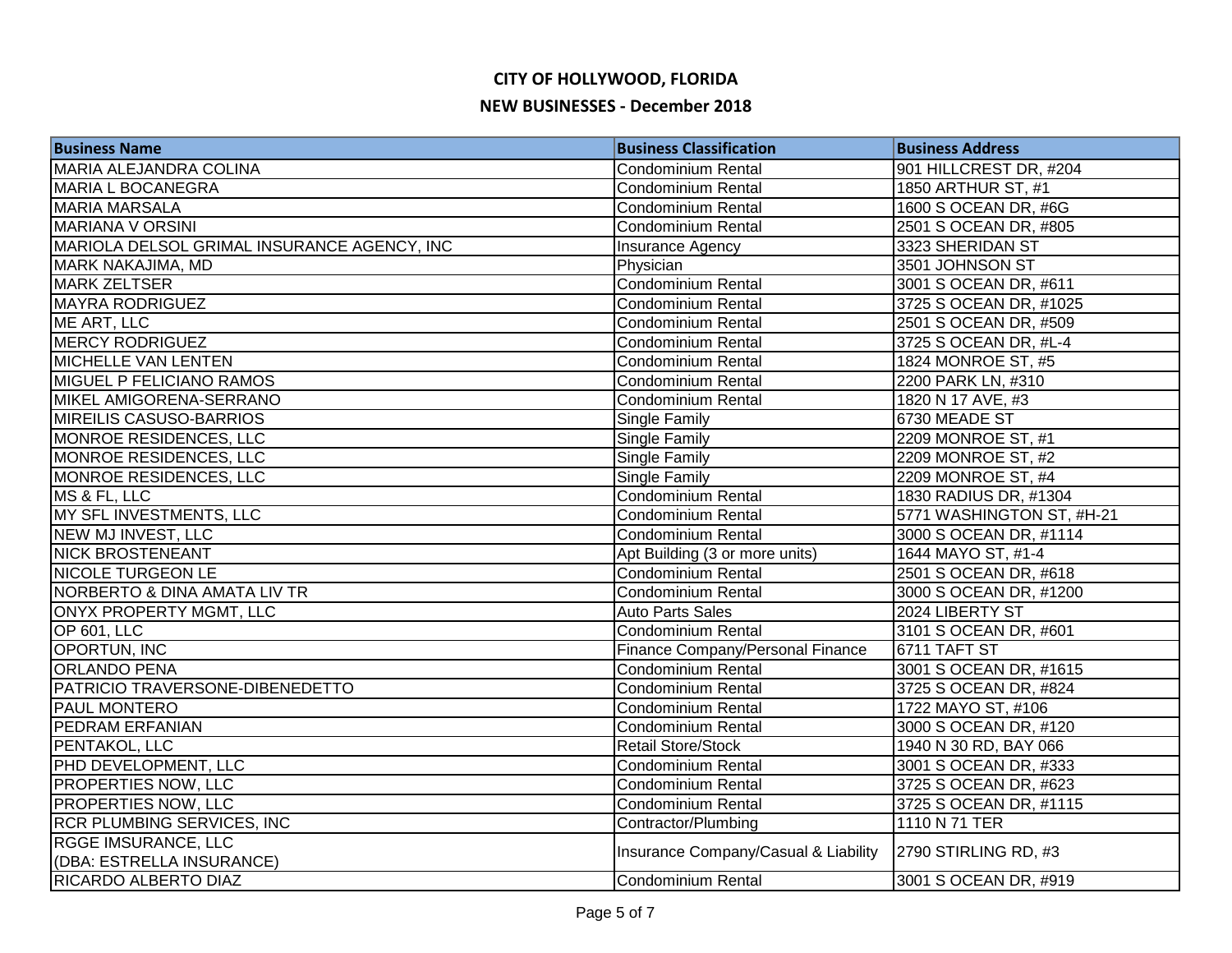# CITY OF HOLLYWOOD, FLORIDA

## NEW BUSINESSES - December 2018

| Business Name | Business Classification | Business Address |
|---|---|---|
| MARIA ALEJANDRA COLINA | Condominium Rental | 901 HILLCREST DR, #204 |
| MARIA L BOCANEGRA | Condominium Rental | 1850 ARTHUR ST, #1 |
| MARIA MARSALA | Condominium Rental | 1600 S OCEAN DR, #6G |
| MARIANA V ORSINI | Condominium Rental | 2501 S OCEAN DR, #805 |
| MARIOLA DELSOL GRIMAL INSURANCE AGENCY, INC | Insurance Agency | 3323 SHERIDAN ST |
| MARK NAKAJIMA, MD | Physician | 3501 JOHNSON ST |
| MARK ZELTSER | Condominium Rental | 3001 S OCEAN DR, #611 |
| MAYRA RODRIGUEZ | Condominium Rental | 3725 S OCEAN DR, #1025 |
| ME ART, LLC | Condominium Rental | 2501 S OCEAN DR, #509 |
| MERCY RODRIGUEZ | Condominium Rental | 3725 S OCEAN DR, #L-4 |
| MICHELLE VAN LENTEN | Condominium Rental | 1824 MONROE ST, #5 |
| MIGUEL P FELICIANO RAMOS | Condominium Rental | 2200 PARK LN, #310 |
| MIKEL AMIGORENA-SERRANO | Condominium Rental | 1820 N 17 AVE, #3 |
| MIREILIS CASUSO-BARRIOS | Single Family | 6730 MEADE ST |
| MONROE RESIDENCES, LLC | Single Family | 2209 MONROE ST, #1 |
| MONROE RESIDENCES, LLC | Single Family | 2209 MONROE ST, #2 |
| MONROE RESIDENCES, LLC | Single Family | 2209 MONROE ST, #4 |
| MS & FL, LLC | Condominium Rental | 1830 RADIUS DR, #1304 |
| MY SFL INVESTMENTS, LLC | Condominium Rental | 5771 WASHINGTON ST, #H-21 |
| NEW MJ INVEST, LLC | Condominium Rental | 3000 S OCEAN DR, #1114 |
| NICK BROSTENEANT | Apt Building (3 or more units) | 1644 MAYO ST, #1-4 |
| NICOLE TURGEON LE | Condominium Rental | 2501 S OCEAN DR, #618 |
| NORBERTO & DINA AMATA LIV TR | Condominium Rental | 3000 S OCEAN DR, #1200 |
| ONYX PROPERTY MGMT, LLC | Auto Parts Sales | 2024 LIBERTY ST |
| OP 601, LLC | Condominium Rental | 3101 S OCEAN DR, #601 |
| OPORTUN, INC | Finance Company/Personal Finance | 6711 TAFT ST |
| ORLANDO PENA | Condominium Rental | 3001 S OCEAN DR, #1615 |
| PATRICIO TRAVERSONE-DIBENEDETTO | Condominium Rental | 3725 S OCEAN DR, #824 |
| PAUL MONTERO | Condominium Rental | 1722 MAYO ST, #106 |
| PEDRAM ERFANIAN | Condominium Rental | 3000 S OCEAN DR, #120 |
| PENTAKOL, LLC | Retail Store/Stock | 1940 N 30 RD, BAY 066 |
| PHD DEVELOPMENT, LLC | Condominium Rental | 3001 S OCEAN DR, #333 |
| PROPERTIES NOW, LLC | Condominium Rental | 3725 S OCEAN DR, #623 |
| PROPERTIES NOW, LLC | Condominium Rental | 3725 S OCEAN DR, #1115 |
| RCR PLUMBING SERVICES, INC | Contractor/Plumbing | 1110 N 71 TER |
| RGGE IMSURANCE, LLC (DBA: ESTRELLA INSURANCE) | Insurance Company/Casual & Liability | 2790 STIRLING RD, #3 |
| RICARDO ALBERTO DIAZ | Condominium Rental | 3001 S OCEAN DR, #919 |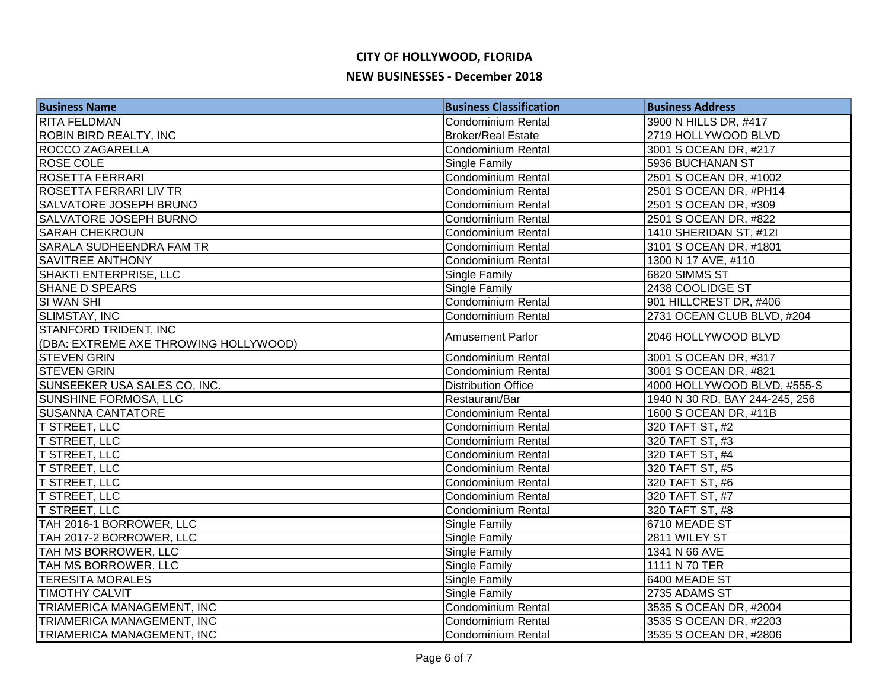# CITY OF HOLLYWOOD, FLORIDA

## NEW BUSINESSES - December 2018

| Business Name | Business Classification | Business Address |
|---|---|---|
| RITA FELDMAN | Condominium Rental | 3900 N HILLS DR, #417 |
| ROBIN BIRD REALTY, INC | Broker/Real Estate | 2719 HOLLYWOOD BLVD |
| ROCCO ZAGARELLA | Condominium Rental | 3001 S OCEAN DR, #217 |
| ROSE COLE | Single Family | 5936 BUCHANAN ST |
| ROSETTA FERRARI | Condominium Rental | 2501 S OCEAN DR, #1002 |
| ROSETTA FERRARI LIV TR | Condominium Rental | 2501 S OCEAN DR, #PH14 |
| SALVATORE JOSEPH BRUNO | Condominium Rental | 2501 S OCEAN DR, #309 |
| SALVATORE JOSEPH BURNO | Condominium Rental | 2501 S OCEAN DR, #822 |
| SARAH CHEKROUN | Condominium Rental | 1410 SHERIDAN ST, #12I |
| SARALA SUDHEENDRA FAM TR | Condominium Rental | 3101 S OCEAN DR, #1801 |
| SAVITREE ANTHONY | Condominium Rental | 1300 N 17 AVE, #110 |
| SHAKTI ENTERPRISE, LLC | Single Family | 6820 SIMMS ST |
| SHANE D SPEARS | Single Family | 2438 COOLIDGE ST |
| SI WAN SHI | Condominium Rental | 901 HILLCREST DR, #406 |
| SLIMSTAY, INC | Condominium Rental | 2731 OCEAN CLUB BLVD, #204 |
| STANFORD TRIDENT, INC (DBA: EXTREME AXE THROWING HOLLYWOOD) | Amusement Parlor | 2046 HOLLYWOOD BLVD |
| STEVEN GRIN | Condominium Rental | 3001 S OCEAN DR, #317 |
| STEVEN GRIN | Condominium Rental | 3001 S OCEAN DR, #821 |
| SUNSEEKER USA SALES CO, INC. | Distribution Office | 4000 HOLLYWOOD BLVD, #555-S |
| SUNSHINE FORMOSA, LLC | Restaurant/Bar | 1940 N 30 RD, BAY 244-245, 256 |
| SUSANNA CANTATORE | Condominium Rental | 1600 S OCEAN DR, #11B |
| T STREET, LLC | Condominium Rental | 320 TAFT ST, #2 |
| T STREET, LLC | Condominium Rental | 320 TAFT ST, #3 |
| T STREET, LLC | Condominium Rental | 320 TAFT ST, #4 |
| T STREET, LLC | Condominium Rental | 320 TAFT ST, #5 |
| T STREET, LLC | Condominium Rental | 320 TAFT ST, #6 |
| T STREET, LLC | Condominium Rental | 320 TAFT ST, #7 |
| T STREET, LLC | Condominium Rental | 320 TAFT ST, #8 |
| TAH 2016-1 BORROWER, LLC | Single Family | 6710 MEADE ST |
| TAH 2017-2 BORROWER, LLC | Single Family | 2811 WILEY ST |
| TAH MS BORROWER, LLC | Single Family | 1341 N 66 AVE |
| TAH MS BORROWER, LLC | Single Family | 1111 N 70 TER |
| TERESITA MORALES | Single Family | 6400 MEADE ST |
| TIMOTHY CALVIT | Single Family | 2735 ADAMS ST |
| TRIAMERICA MANAGEMENT, INC | Condominium Rental | 3535 S OCEAN DR, #2004 |
| TRIAMERICA MANAGEMENT, INC | Condominium Rental | 3535 S OCEAN DR, #2203 |
| TRIAMERICA MANAGEMENT, INC | Condominium Rental | 3535 S OCEAN DR, #2806 |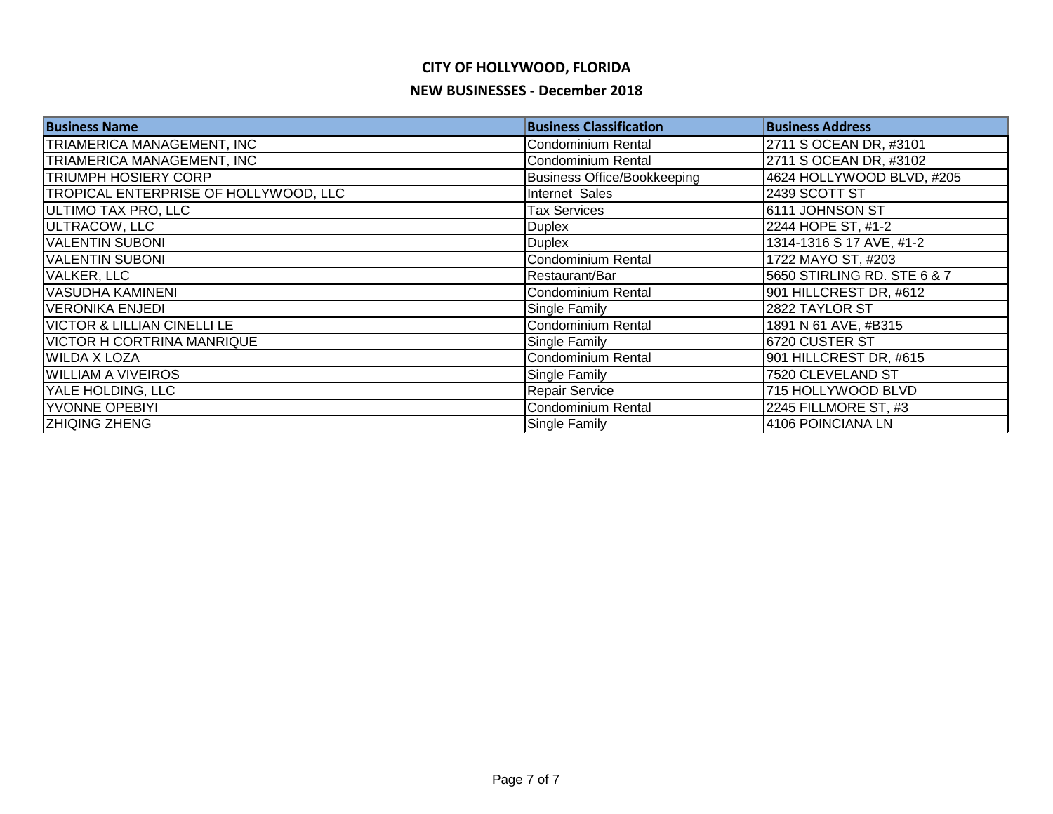# CITY OF HOLLYWOOD, FLORIDA

## NEW BUSINESSES - December 2018

| Business Name | Business Classification | Business Address |
|---|---|---|
| TRIAMERICA MANAGEMENT, INC | Condominium Rental | 2711 S OCEAN DR, #3101 |
| TRIAMERICA MANAGEMENT, INC | Condominium Rental | 2711 S OCEAN DR, #3102 |
| TRIUMPH HOSIERY CORP | Business Office/Bookkeeping | 4624 HOLLYWOOD BLVD, #205 |
| TROPICAL ENTERPRISE OF HOLLYWOOD, LLC | Internet Sales | 2439 SCOTT ST |
| ULTIMO TAX PRO, LLC | Tax Services | 6111 JOHNSON ST |
| ULTRACOW, LLC | Duplex | 2244 HOPE ST, #1-2 |
| VALENTIN SUBONI | Duplex | 1314-1316 S 17 AVE, #1-2 |
| VALENTIN SUBONI | Condominium Rental | 1722 MAYO ST, #203 |
| VALKER, LLC | Restaurant/Bar | 5650 STIRLING RD. STE 6 & 7 |
| VASUDHA KAMINENI | Condominium Rental | 901 HILLCREST DR, #612 |
| VERONIKA ENJEDI | Single Family | 2822 TAYLOR ST |
| VICTOR & LILLIAN CINELLI LE | Condominium Rental | 1891 N 61 AVE, #B315 |
| VICTOR H CORTRINA MANRIQUE | Single Family | 6720 CUSTER ST |
| WILDA X LOZA | Condominium Rental | 901 HILLCREST DR, #615 |
| WILLIAM A VIVEIROS | Single Family | 7520 CLEVELAND ST |
| YALE HOLDING, LLC | Repair Service | 715 HOLLYWOOD BLVD |
| YVONNE OPEBIYI | Condominium Rental | 2245 FILLMORE ST, #3 |
| ZHIQING ZHENG | Single Family | 4106 POINCIANA LN |